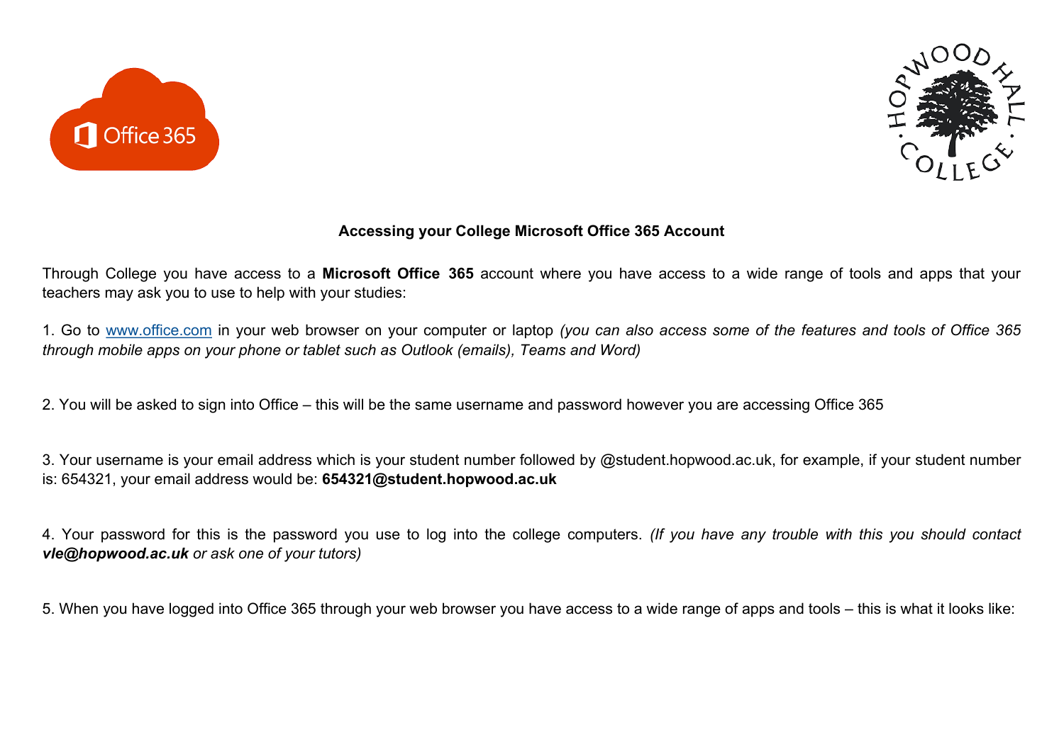## Accessing your College Microsoft Office 365 Account

Through College you have access to a **Microsoft Office 365** account where you have access to a wide range of tools and apps that your teachers may ask you to use to help with your studies:

1. Go to [www.office.com](http://www.office.com) in your web browser on your computer or laptop *(you can also access some of the features and tools of Office 365 through mobile apps on your phone or tablet such as Outlook (emails), Teams and Word)*

2. You will be asked to sign into Office – this will be the same username and password however you are accessing Office 365

3. Your username is your email address which is your student number followed by @student.hopwood.ac.uk, for example, if your student number is: 654321, your email address would be: **654321@student.hopwood.ac.uk**

4. Your password for this is the password you use to log into the college computers. *(If you have any trouble with this you should contact **vle@hopwood.ac.uk** or ask one of your tutors)*

5. When you have logged into Office 365 through your web browser you have access to a wide range of apps and tools – this is what it looks like: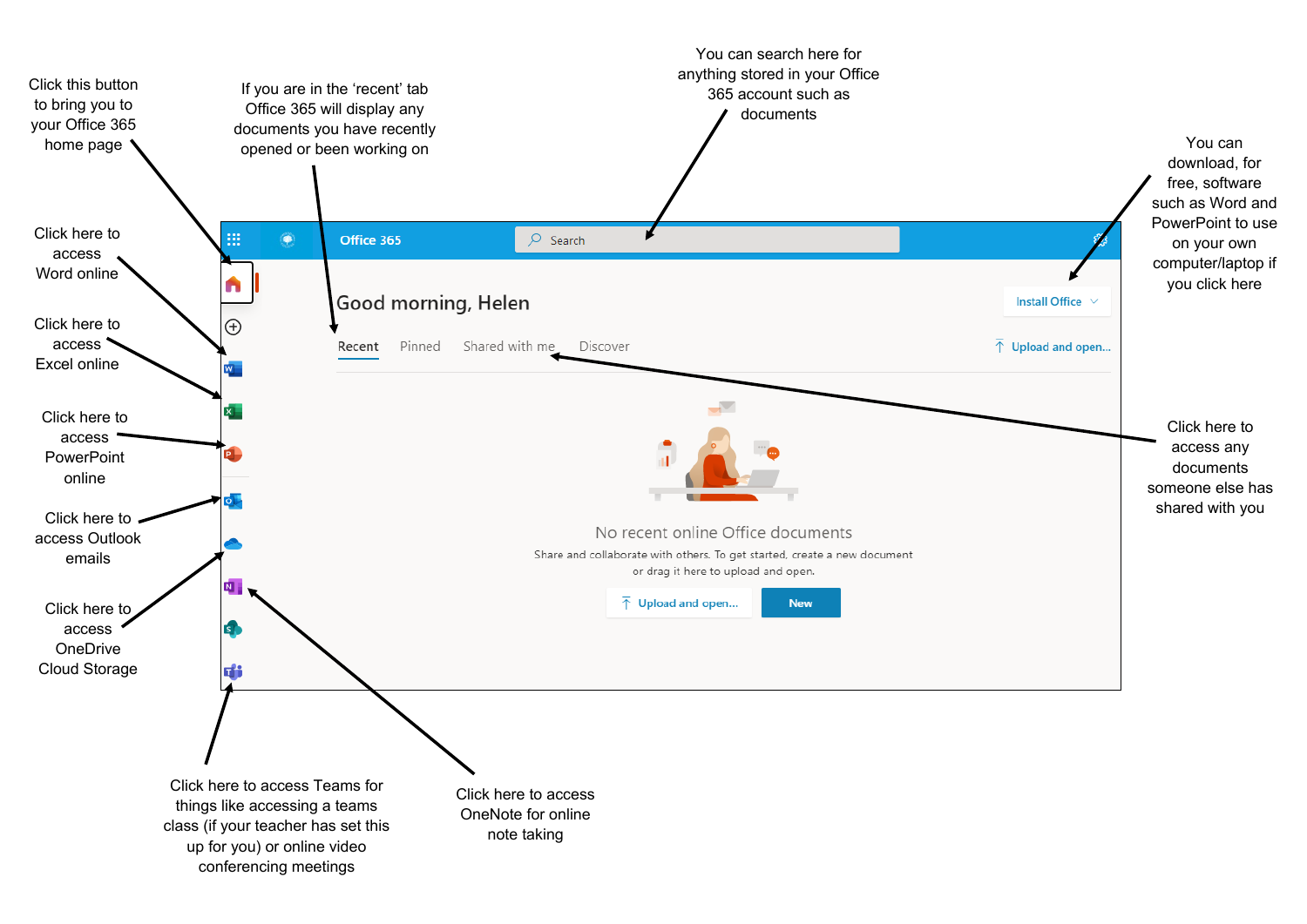Click this button to bring you to your Office 365 home page

If you are in the 'recent' tab Office 365 will display any documents you have recently opened or been working on

You can search here for anything stored in your Office 365 account such as documents

You can download, for free, software such as Word and PowerPoint to use on your own computer/laptop if you click here

Click here to access Word online

Click here to access Excel online

Click here to access PowerPoint online

Click here to access Outlook emails

Click here to access OneDrive Cloud Storage

Click here to access any documents someone else has shared with you

Office 365

Search

Good morning, Helen

Install Office

Recent

Pinned

Shared with me

Discover

Upload and open...

No recent online Office documents

Share and collaborate with others. To get started, create a new document or drag it here to upload and open.

Upload and open...

New

Click here to access Teams for things like accessing a teams class (if your teacher has set this up for you) or online video conferencing meetings

Click here to access OneNote for online note taking